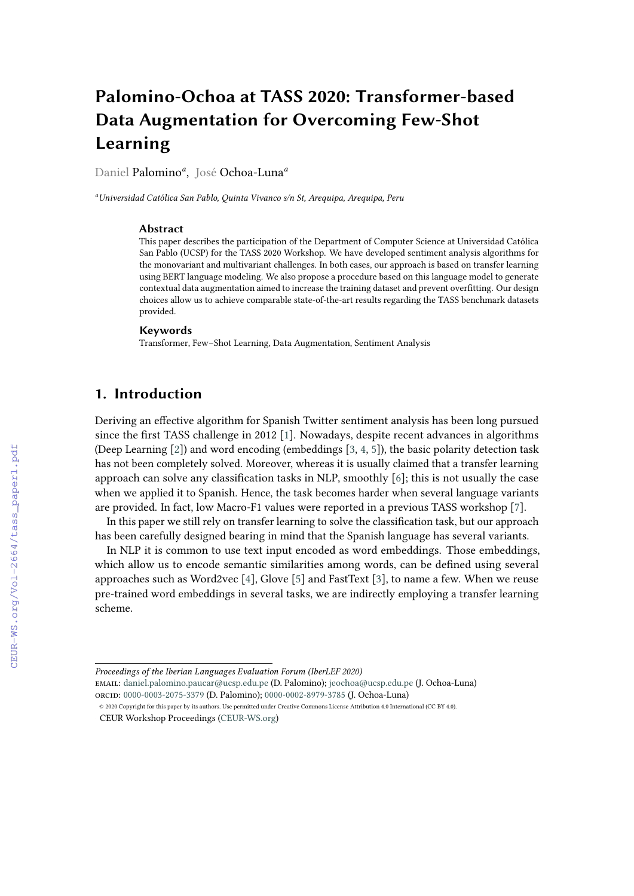# Palomino-Ochoa at TASS 2020: Transformer-based Data Augmentation for Overcoming Few-Shot Learning

Daniel Palomino[a], José Ochoa-Luna[a]

[a]*Universidad Católica San Pablo, Quinta Vivanco s/n St, Arequipa, Arequipa, Peru*

### Abstract

This paper describes the participation of the Department of Computer Science at Universidad Católica San Pablo (UCSP) for the TASS 2020 Workshop. We have developed sentiment analysis algorithms for the monovariant and multivariant challenges. In both cases, our approach is based on transfer learning using BERT language modeling. We also propose a procedure based on this language model to generate contextual data augmentation aimed to increase the training dataset and prevent overfitting. Our design choices allow us to achieve comparable state-of-the-art results regarding the TASS benchmark datasets provided.

### Keywords

Transformer, Few–Shot Learning, Data Augmentation, Sentiment Analysis

## 1. Introduction

Deriving an effective algorithm for Spanish Twitter sentiment analysis has been long pursued since the first TASS challenge in 2012 [1]. Nowadays, despite recent advances in algorithms (Deep Learning [2]) and word encoding (embeddings [3, 4, 5]), the basic polarity detection task has not been completely solved. Moreover, whereas it is usually claimed that a transfer learning approach can solve any classification tasks in NLP, smoothly [6]; this is not usually the case when we applied it to Spanish. Hence, the task becomes harder when several language variants are provided. In fact, low Macro-F1 values were reported in a previous TASS workshop [7].

In this paper we still rely on transfer learning to solve the classification task, but our approach has been carefully designed bearing in mind that the Spanish language has several variants.

In NLP it is common to use text input encoded as word embeddings. Those embeddings, which allow us to encode semantic similarities among words, can be defined using several approaches such as Word2vec [4], Glove [5] and FastText [3], to name a few. When we reuse pre-trained word embeddings in several tasks, we are indirectly employing a transfer learning scheme.

---

*Proceedings of the Iberian Languages Evaluation Forum (IberLEF 2020)*
EMAIL: daniel.palomino.paucar@ucsp.edu.pe (D. Palomino); jeochoa@ucsp.edu.pe (J. Ochoa-Luna)
ORCID: 0000-0003-2075-3379 (D. Palomino); 0000-0002-8979-3785 (J. Ochoa-Luna)
© 2020 Copyright for this paper by its authors. Use permitted under Creative Commons License Attribution 4.0 International (CC BY 4.0).
CEUR Workshop Proceedings (CEUR-WS.org)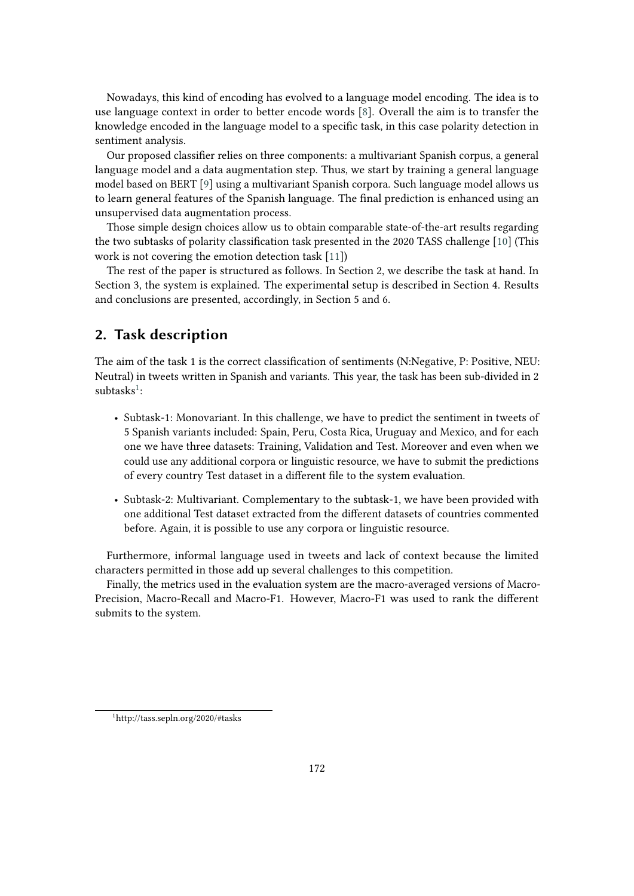Nowadays, this kind of encoding has evolved to a language model encoding. The idea is to use language context in order to better encode words [8]. Overall the aim is to transfer the knowledge encoded in the language model to a specific task, in this case polarity detection in sentiment analysis.

Our proposed classifier relies on three components: a multivariant Spanish corpus, a general language model and a data augmentation step. Thus, we start by training a general language model based on BERT [9] using a multivariant Spanish corpora. Such language model allows us to learn general features of the Spanish language. The final prediction is enhanced using an unsupervised data augmentation process.

Those simple design choices allow us to obtain comparable state-of-the-art results regarding the two subtasks of polarity classification task presented in the 2020 TASS challenge [10] (This work is not covering the emotion detection task [11])

The rest of the paper is structured as follows. In Section 2, we describe the task at hand. In Section 3, the system is explained. The experimental setup is described in Section 4. Results and conclusions are presented, accordingly, in Section 5 and 6.

## 2. Task description

The aim of the task 1 is the correct classification of sentiments (N:Negative, P: Positive, NEU: Neutral) in tweets written in Spanish and variants. This year, the task has been sub-divided in 2 subtasks[1]:

- Subtask-1: Monovariant. In this challenge, we have to predict the sentiment in tweets of 5 Spanish variants included: Spain, Peru, Costa Rica, Uruguay and Mexico, and for each one we have three datasets: Training, Validation and Test. Moreover and even when we could use any additional corpora or linguistic resource, we have to submit the predictions of every country Test dataset in a different file to the system evaluation.
- Subtask-2: Multivariant. Complementary to the subtask-1, we have been provided with one additional Test dataset extracted from the different datasets of countries commented before. Again, it is possible to use any corpora or linguistic resource.

Furthermore, informal language used in tweets and lack of context because the limited characters permitted in those add up several challenges to this competition.

Finally, the metrics used in the evaluation system are the macro-averaged versions of Macro-Precision, Macro-Recall and Macro-F1. However, Macro-F1 was used to rank the different submits to the system.

[1] http://tass.sepln.org/2020/#tasks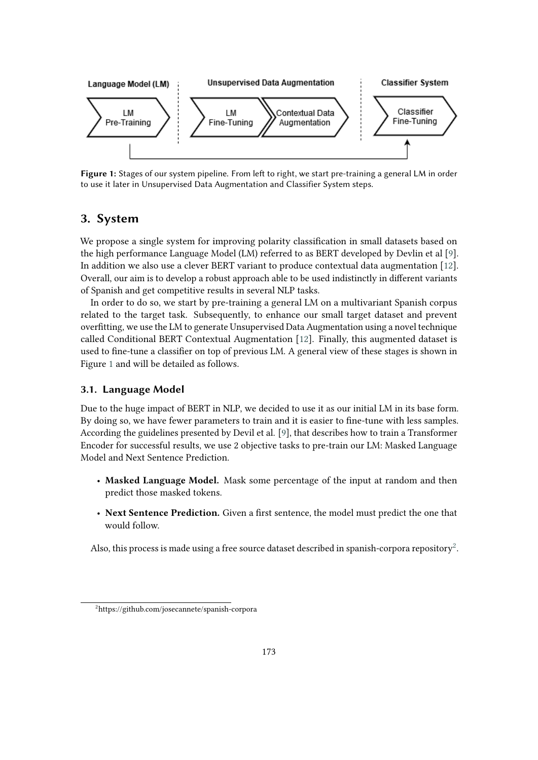Figure 1: Stages of our system pipeline. From left to right, we start pre-training a general LM in order to use it later in Unsupervised Data Augmentation and Classifier System steps.

## 3. System

We propose a single system for improving polarity classification in small datasets based on the high performance Language Model (LM) referred to as BERT developed by Devlin et al [9]. In addition we also use a clever BERT variant to produce contextual data augmentation [12]. Overall, our aim is to develop a robust approach able to be used indistinctly in different variants of Spanish and get competitive results in several NLP tasks.

In order to do so, we start by pre-training a general LM on a multivariant Spanish corpus related to the target task. Subsequently, to enhance our small target dataset and prevent overfitting, we use the LM to generate Unsupervised Data Augmentation using a novel technique called Conditional BERT Contextual Augmentation [12]. Finally, this augmented dataset is used to fine-tune a classifier on top of previous LM. A general view of these stages is shown in Figure 1 and will be detailed as follows.

### 3.1. Language Model

Due to the huge impact of BERT in NLP, we decided to use it as our initial LM in its base form. By doing so, we have fewer parameters to train and it is easier to fine-tune with less samples. According the guidelines presented by Devil et al. [9], that describes how to train a Transformer Encoder for successful results, we use 2 objective tasks to pre-train our LM: Masked Language Model and Next Sentence Prediction.

- **Masked Language Model.** Mask some percentage of the input at random and then predict those masked tokens.
- **Next Sentence Prediction.** Given a first sentence, the model must predict the one that would follow.

Also, this process is made using a free source dataset described in spanish-corpora repository[2].

[2] https://github.com/josecannete/spanish-corpora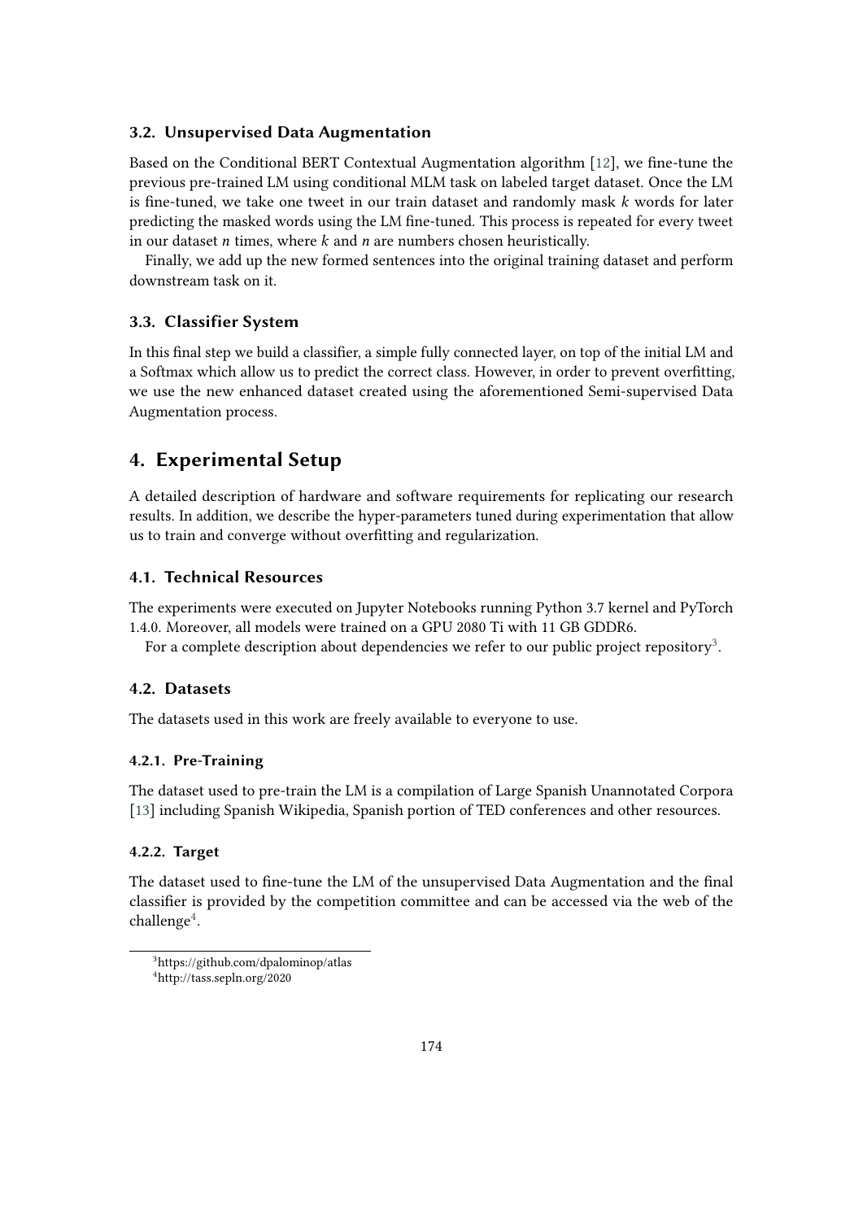### 3.2. Unsupervised Data Augmentation

Based on the Conditional BERT Contextual Augmentation algorithm [12], we fine-tune the previous pre-trained LM using conditional MLM task on labeled target dataset. Once the LM is fine-tuned, we take one tweet in our train dataset and randomly mask $k$ words for later predicting the masked words using the LM fine-tuned. This process is repeated for every tweet in our dataset $n$ times, where $k$ and $n$ are numbers chosen heuristically.

Finally, we add up the new formed sentences into the original training dataset and perform downstream task on it.

### 3.3. Classifier System

In this final step we build a classifier, a simple fully connected layer, on top of the initial LM and a Softmax which allow us to predict the correct class. However, in order to prevent overfitting, we use the new enhanced dataset created using the aforementioned Semi-supervised Data Augmentation process.

## 4. Experimental Setup

A detailed description of hardware and software requirements for replicating our research results. In addition, we describe the hyper-parameters tuned during experimentation that allow us to train and converge without overfitting and regularization.

### 4.1. Technical Resources

The experiments were executed on Jupyter Notebooks running Python 3.7 kernel and PyTorch 1.4.0. Moreover, all models were trained on a GPU 2080 Ti with 11 GB GDDR6.

For a complete description about dependencies we refer to our public project repository[3].

### 4.2. Datasets

The datasets used in this work are freely available to everyone to use.

#### 4.2.1. Pre-Training

The dataset used to pre-train the LM is a compilation of Large Spanish Unannotated Corpora [13] including Spanish Wikipedia, Spanish portion of TED conferences and other resources.

#### 4.2.2. Target

The dataset used to fine-tune the LM of the unsupervised Data Augmentation and the final classifier is provided by the competition committee and can be accessed via the web of the challenge[4].

[3] https://github.com/dpalominop/atlas
[4] http://tass.sepln.org/2020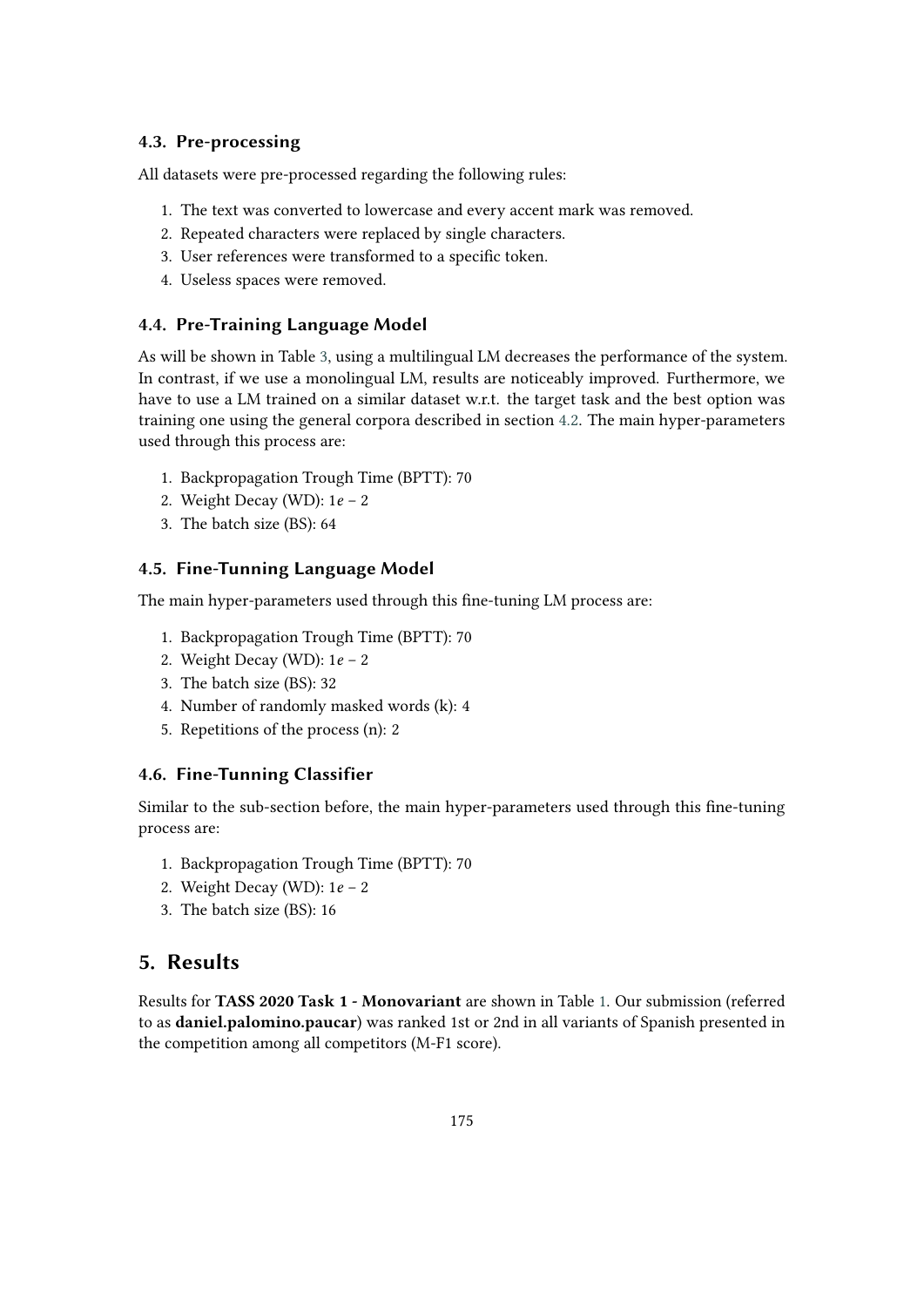### 4.3. Pre-processing

All datasets were pre-processed regarding the following rules:

1. The text was converted to lowercase and every accent mark was removed.
2. Repeated characters were replaced by single characters.
3. User references were transformed to a specific token.
4. Useless spaces were removed.

### 4.4. Pre-Training Language Model

As will be shown in Table 3, using a multilingual LM decreases the performance of the system. In contrast, if we use a monolingual LM, results are noticeably improved. Furthermore, we have to use a LM trained on a similar dataset w.r.t. the target task and the best option was training one using the general corpora described in section 4.2. The main hyper-parameters used through this process are:

1. Backpropagation Trough Time (BPTT): 70
2. Weight Decay (WD): $1e-2$
3. The batch size (BS): 64

### 4.5. Fine-Tunning Language Model

The main hyper-parameters used through this fine-tuning LM process are:

1. Backpropagation Trough Time (BPTT): 70
2. Weight Decay (WD): $1e-2$
3. The batch size (BS): 32
4. Number of randomly masked words (k): 4
5. Repetitions of the process (n): 2

### 4.6. Fine-Tunning Classifier

Similar to the sub-section before, the main hyper-parameters used through this fine-tuning process are:

1. Backpropagation Trough Time (BPTT): 70
2. Weight Decay (WD): $1e-2$
3. The batch size (BS): 16

## 5. Results

Results for **TASS 2020 Task 1 - Monovariant** are shown in Table 1. Our submission (referred to as **daniel.palomino.paucar**) was ranked 1st or 2nd in all variants of Spanish presented in the competition among all competitors (M-F1 score).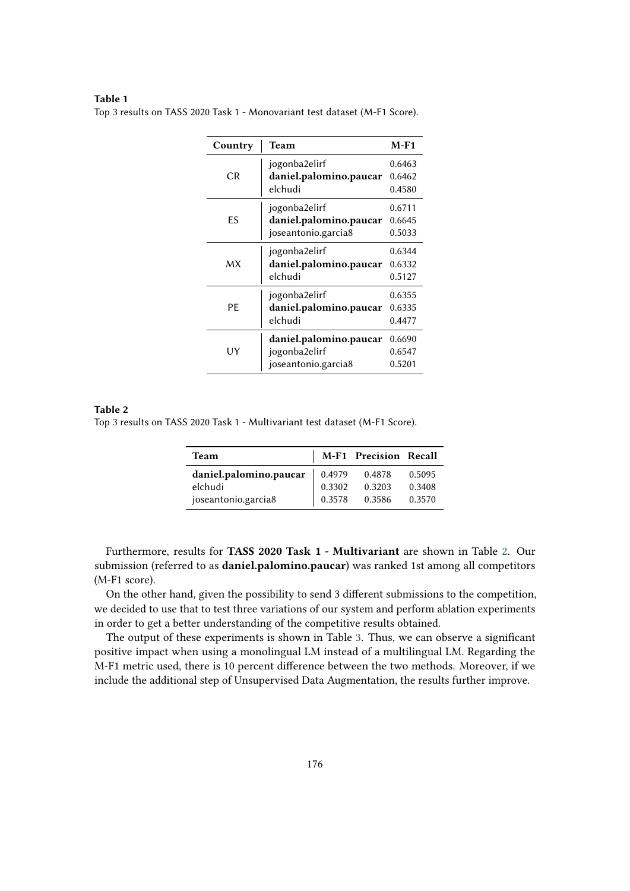**Table 1**
Top 3 results on TASS 2020 Task 1 - Monovariant test dataset (M-F1 Score).

| Country | Team | M-F1 |
|---|---|---|
| CR | jogonba2elirf | 0.6463 |
| | **daniel.palomino.paucar** | 0.6462 |
| | elchudi | 0.4580 |
| ES | jogonba2elirf | 0.6711 |
| | **daniel.palomino.paucar** | 0.6645 |
| | joseantonio.garcia8 | 0.5033 |
| MX | jogonba2elirf | 0.6344 |
| | **daniel.palomino.paucar** | 0.6332 |
| | elchudi | 0.5127 |
| PE | jogonba2elirf | 0.6355 |
| | **daniel.palomino.paucar** | 0.6335 |
| | elchudi | 0.4477 |
| UY | **daniel.palomino.paucar** | 0.6690 |
| | jogonba2elirf | 0.6547 |
| | joseantonio.garcia8 | 0.5201 |

**Table 2**
Top 3 results on TASS 2020 Task 1 - Multivariant test dataset (M-F1 Score).

| Team | M-F1 | Precision | Recall |
|---|---|---|---|
| **daniel.palomino.paucar** | 0.4979 | 0.4878 | 0.5095 |
| elchudi | 0.3302 | 0.3203 | 0.3408 |
| joseantonio.garcia8 | 0.3578 | 0.3586 | 0.3570 |

Furthermore, results for **TASS 2020 Task 1 - Multivariant** are shown in Table 2. Our submission (referred to as **daniel.palomino.paucar**) was ranked 1st among all competitors (M-F1 score).

On the other hand, given the possibility to send 3 different submissions to the competition, we decided to use that to test three variations of our system and perform ablation experiments in order to get a better understanding of the competitive results obtained.

The output of these experiments is shown in Table 3. Thus, we can observe a significant positive impact when using a monolingual LM instead of a multilingual LM. Regarding the M-F1 metric used, there is 10 percent difference between the two methods. Moreover, if we include the additional step of Unsupervised Data Augmentation, the results further improve.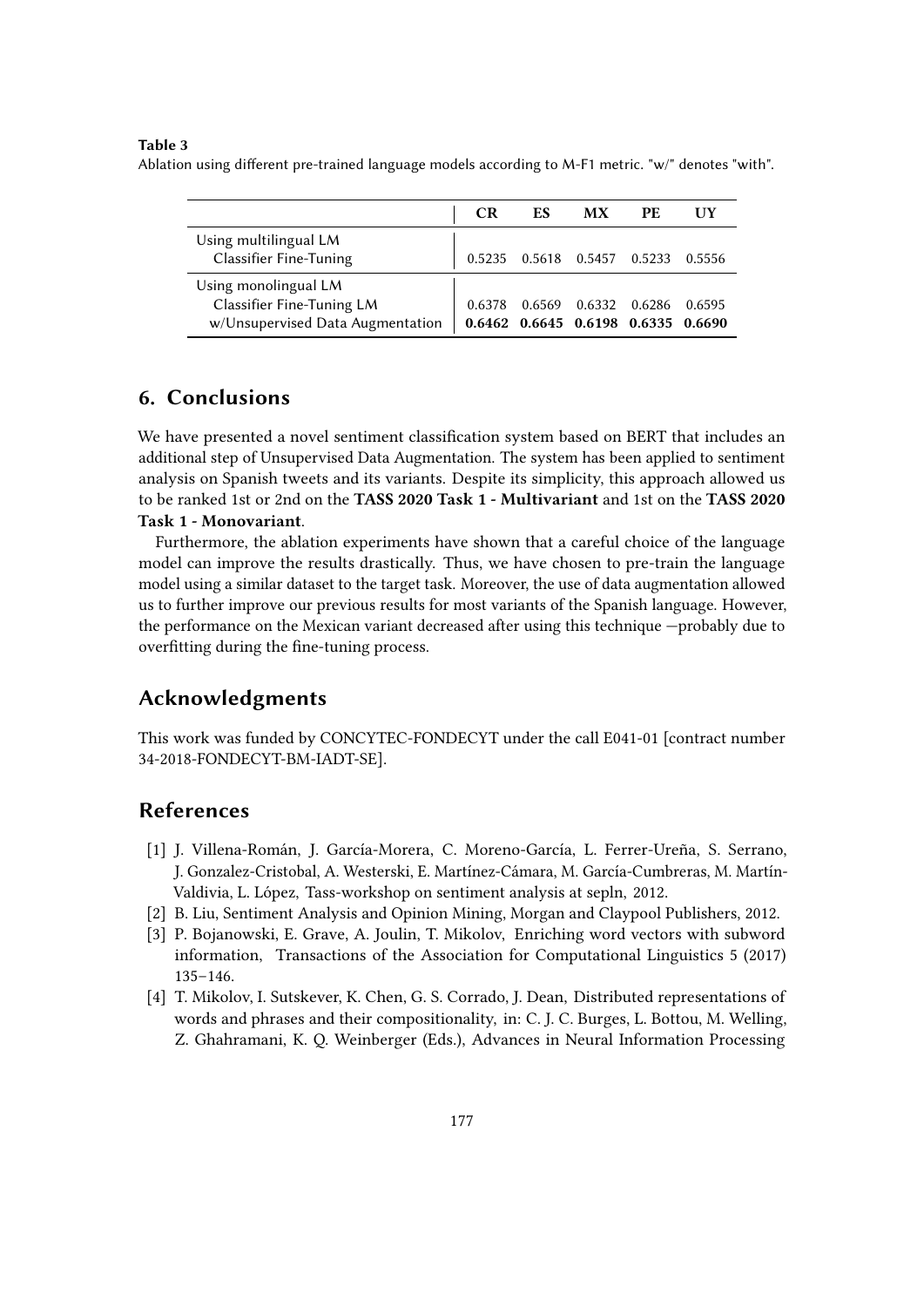**Table 3**
Ablation using different pre-trained language models according to M-F1 metric. "w/" denotes "with".

| | CR | ES | MX | PE | UY |
|---|---|---|---|---|---|
| Using multilingual LM | | | | | |
| Classifier Fine-Tuning | 0.5235 | 0.5618 | 0.5457 | 0.5233 | 0.5556 |
| Using monolingual LM | | | | | |
| Classifier Fine-Tuning LM | 0.6378 | 0.6569 | 0.6332 | 0.6286 | 0.6595 |
| w/Unsupervised Data Augmentation | **0.6462** | **0.6645** | **0.6198** | **0.6335** | **0.6690** |

## 6. Conclusions

We have presented a novel sentiment classification system based on BERT that includes an additional step of Unsupervised Data Augmentation. The system has been applied to sentiment analysis on Spanish tweets and its variants. Despite its simplicity, this approach allowed us to be ranked 1st or 2nd on the **TASS 2020 Task 1 - Multivariant** and 1st on the **TASS 2020 Task 1 - Monovariant**.

Furthermore, the ablation experiments have shown that a careful choice of the language model can improve the results drastically. Thus, we have chosen to pre-train the language model using a similar dataset to the target task. Moreover, the use of data augmentation allowed us to further improve our previous results for most variants of the Spanish language. However, the performance on the Mexican variant decreased after using this technique —probably due to overfitting during the fine-tuning process.

## Acknowledgments

This work was funded by CONCYTEC-FONDECYT under the call E041-01 [contract number 34-2018-FONDECYT-BM-IADT-SE].

## References

[1] J. Villena-Román, J. García-Morera, C. Moreno-García, L. Ferrer-Ureña, S. Serrano, J. Gonzalez-Cristobal, A. Westerski, E. Martínez-Cámara, M. García-Cumbreras, M. Martín-Valdivia, L. López, Tass-workshop on sentiment analysis at sepln, 2012.

[2] B. Liu, Sentiment Analysis and Opinion Mining, Morgan and Claypool Publishers, 2012.

[3] P. Bojanowski, E. Grave, A. Joulin, T. Mikolov, Enriching word vectors with subword information, Transactions of the Association for Computational Linguistics 5 (2017) 135–146.

[4] T. Mikolov, I. Sutskever, K. Chen, G. S. Corrado, J. Dean, Distributed representations of words and phrases and their compositionality, in: C. J. C. Burges, L. Bottou, M. Welling, Z. Ghahramani, K. Q. Weinberger (Eds.), Advances in Neural Information Processing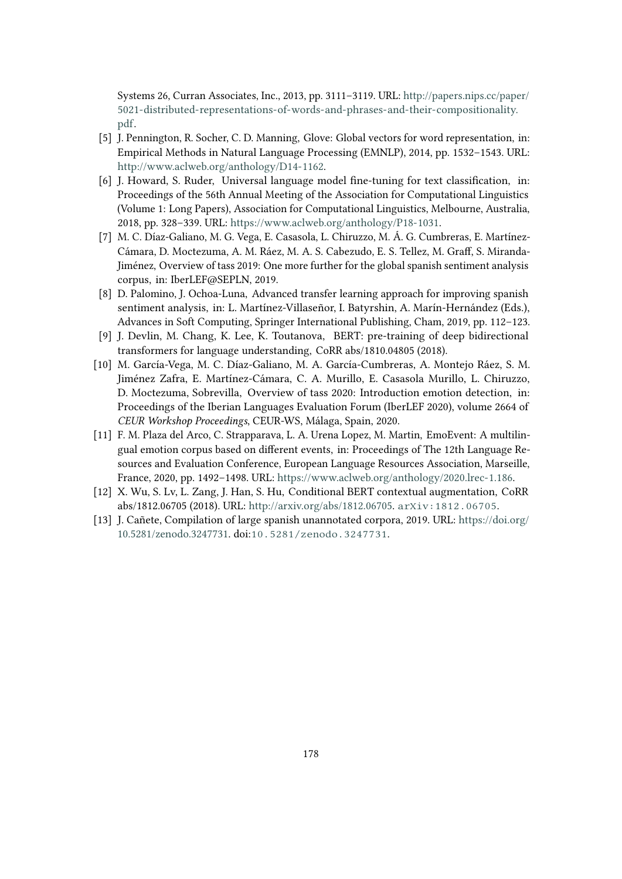Systems 26, Curran Associates, Inc., 2013, pp. 3111–3119. URL: http://papers.nips.cc/paper/5021-distributed-representations-of-words-and-phrases-and-their-compositionality.pdf.

[5] J. Pennington, R. Socher, C. D. Manning, Glove: Global vectors for word representation, in: Empirical Methods in Natural Language Processing (EMNLP), 2014, pp. 1532–1543. URL: http://www.aclweb.org/anthology/D14-1162.

[6] J. Howard, S. Ruder, Universal language model fine-tuning for text classification, in: Proceedings of the 56th Annual Meeting of the Association for Computational Linguistics (Volume 1: Long Papers), Association for Computational Linguistics, Melbourne, Australia, 2018, pp. 328–339. URL: https://www.aclweb.org/anthology/P18-1031.

[7] M. C. Díaz-Galiano, M. G. Vega, E. Casasola, L. Chiruzzo, M. Á. G. Cumbreras, E. Martínez-Cámara, D. Moctezuma, A. M. Ráez, M. A. S. Cabezudo, E. S. Tellez, M. Graff, S. Miranda-Jiménez, Overview of tass 2019: One more further for the global spanish sentiment analysis corpus, in: IberLEF@SEPLN, 2019.

[8] D. Palomino, J. Ochoa-Luna, Advanced transfer learning approach for improving spanish sentiment analysis, in: L. Martínez-Villaseñor, I. Batyrshin, A. Marín-Hernández (Eds.), Advances in Soft Computing, Springer International Publishing, Cham, 2019, pp. 112–123.

[9] J. Devlin, M. Chang, K. Lee, K. Toutanova, BERT: pre-training of deep bidirectional transformers for language understanding, CoRR abs/1810.04805 (2018).

[10] M. García-Vega, M. C. Díaz-Galiano, M. A. García-Cumbreras, A. Montejo Ráez, S. M. Jiménez Zafra, E. Martínez-Cámara, C. A. Murillo, E. Casasola Murillo, L. Chiruzzo, D. Moctezuma, Sobrevilla, Overview of tass 2020: Introduction emotion detection, in: Proceedings of the Iberian Languages Evaluation Forum (IberLEF 2020), volume 2664 of *CEUR Workshop Proceedings*, CEUR-WS, Málaga, Spain, 2020.

[11] F. M. Plaza del Arco, C. Strapparava, L. A. Urena Lopez, M. Martin, EmoEvent: A multilingual emotion corpus based on different events, in: Proceedings of The 12th Language Resources and Evaluation Conference, European Language Resources Association, Marseille, France, 2020, pp. 1492–1498. URL: https://www.aclweb.org/anthology/2020.lrec-1.186.

[12] X. Wu, S. Lv, L. Zang, J. Han, S. Hu, Conditional BERT contextual augmentation, CoRR abs/1812.06705 (2018). URL: http://arxiv.org/abs/1812.06705. arXiv:1812.06705.

[13] J. Cañete, Compilation of large spanish unannotated corpora, 2019. URL: https://doi.org/10.5281/zenodo.3247731. doi:10.5281/zenodo.3247731.